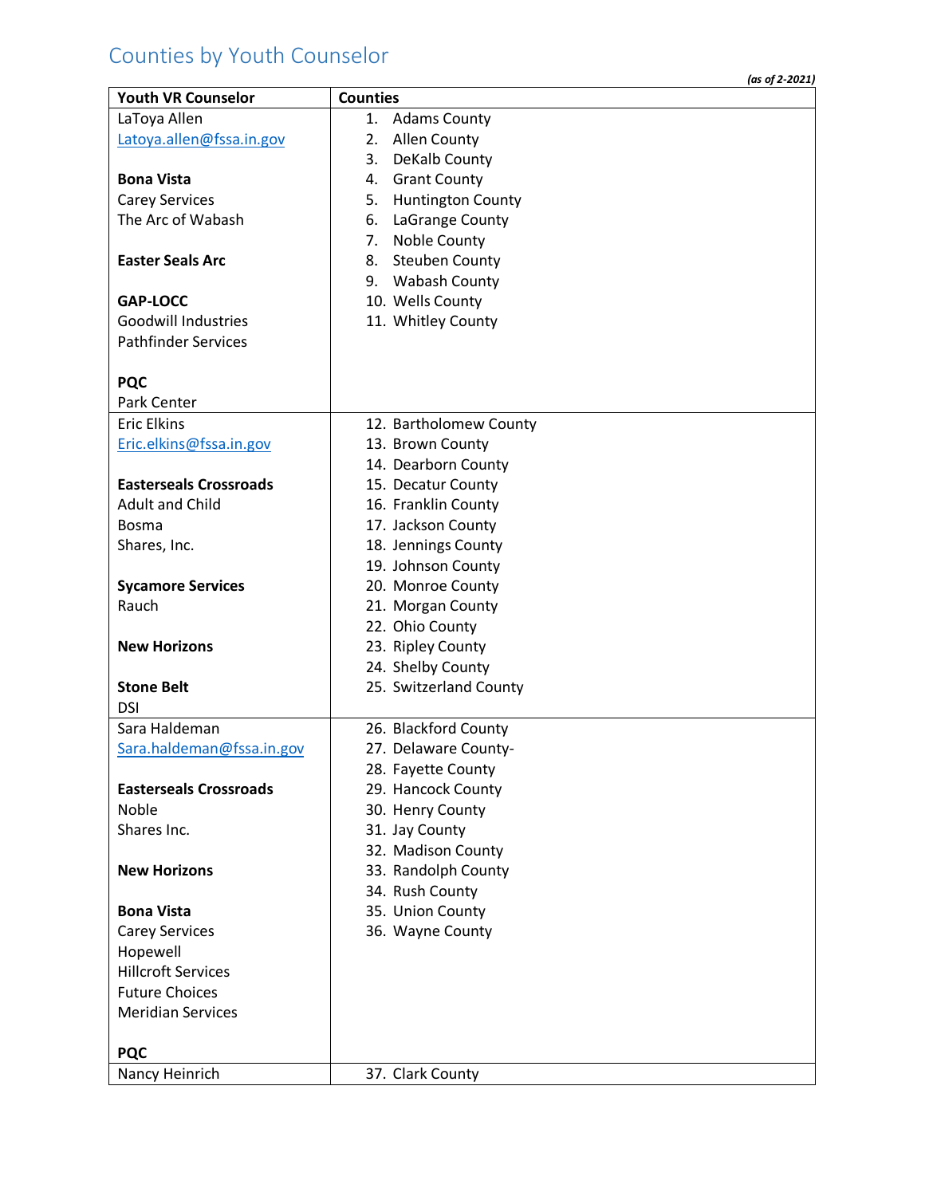# Counties by Youth Counselor

***(as of 2-2021)***

| Youth VR Counselor | Counties |
| --- | --- |
| LaToya Allen<br>Latoya.allen@fssa.in.gov<br><br>**Bona Vista**<br>Carey Services<br>The Arc of Wabash<br><br>**Easter Seals Arc**<br><br>**GAP-LOCC**<br>Goodwill Industries<br>Pathfinder Services<br><br>**PQC**<br>Park Center | 1. Adams County<br>2. Allen County<br>3. DeKalb County<br>4. Grant County<br>5. Huntington County<br>6. LaGrange County<br>7. Noble County<br>8. Steuben County<br>9. Wabash County<br>10. Wells County<br>11. Whitley County |
| Eric Elkins<br>Eric.elkins@fssa.in.gov<br><br>**Easterseals Crossroads**<br>Adult and Child<br>Bosma<br>Shares, Inc.<br><br>**Sycamore Services**<br>Rauch<br><br>**New Horizons**<br><br>**Stone Belt**<br>DSI | 12. Bartholomew County<br>13. Brown County<br>14. Dearborn County<br>15. Decatur County<br>16. Franklin County<br>17. Jackson County<br>18. Jennings County<br>19. Johnson County<br>20. Monroe County<br>21. Morgan County<br>22. Ohio County<br>23. Ripley County<br>24. Shelby County<br>25. Switzerland County |
| Sara Haldeman<br>Sara.haldeman@fssa.in.gov<br><br>**Easterseals Crossroads**<br>Noble<br>Shares Inc.<br><br>**New Horizons**<br><br>**Bona Vista**<br>Carey Services<br>Hopewell<br>Hillcroft Services<br>Future Choices<br>Meridian Services<br><br>**PQC** | 26. Blackford County<br>27. Delaware County-<br>28. Fayette County<br>29. Hancock County<br>30. Henry County<br>31. Jay County<br>32. Madison County<br>33. Randolph County<br>34. Rush County<br>35. Union County<br>36. Wayne County |
| Nancy Heinrich | 37. Clark County |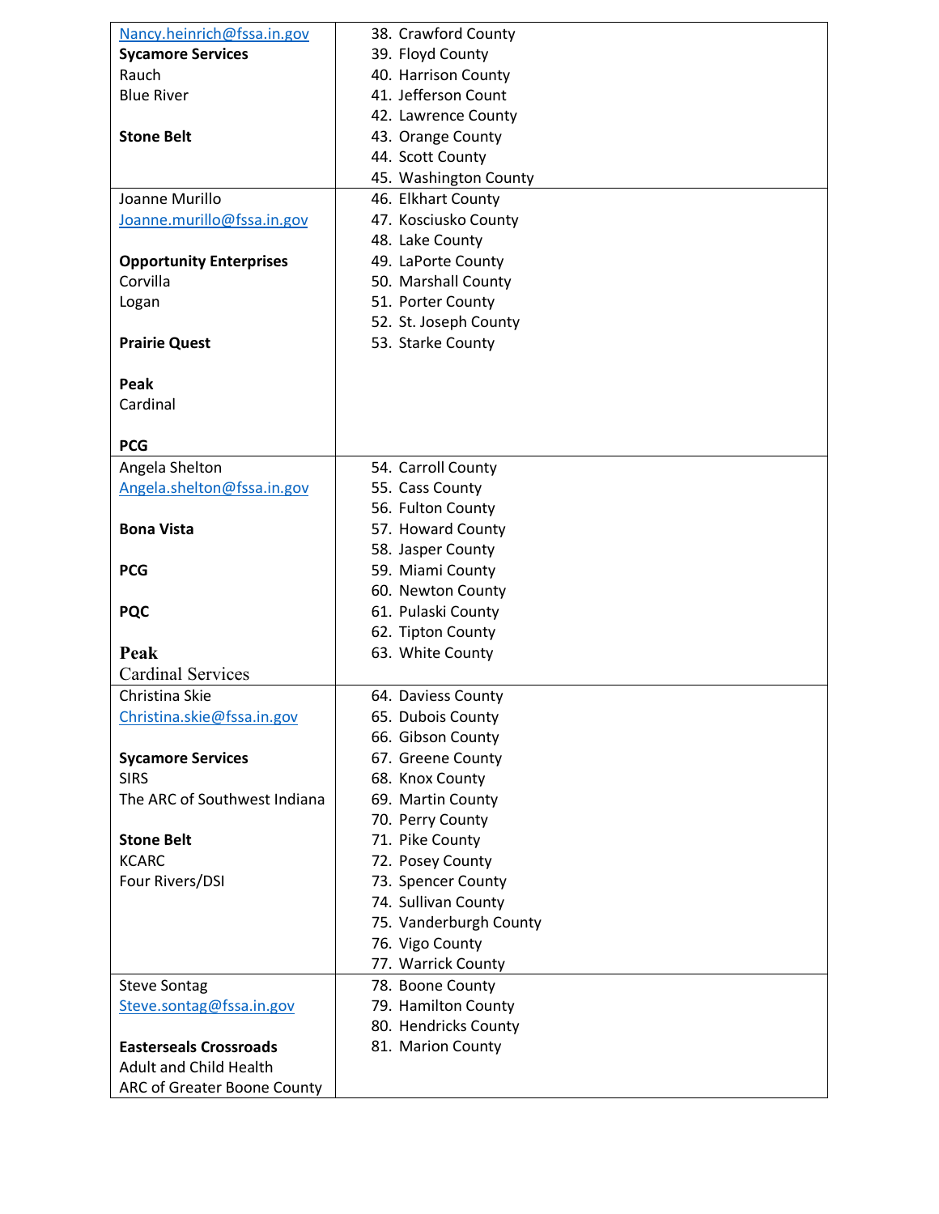| | |
|---|---|
| [Nancy.heinrich@fssa.in.gov](mailto:Nancy.heinrich@fssa.in.gov)<br>**Sycamore Services**<br>Rauch<br>Blue River<br><br>**Stone Belt** | 38. Crawford County<br>39. Floyd County<br>40. Harrison County<br>41. Jefferson Count<br>42. Lawrence County<br>43. Orange County<br>44. Scott County<br>45. Washington County |
| Joanne Murillo<br>[Joanne.murillo@fssa.in.gov](mailto:Joanne.murillo@fssa.in.gov)<br><br>**Opportunity Enterprises**<br>Corvilla<br>Logan<br><br>**Prairie Quest**<br><br>**Peak**<br>Cardinal<br><br>**PCG** | 46. Elkhart County<br>47. Kosciusko County<br>48. Lake County<br>49. LaPorte County<br>50. Marshall County<br>51. Porter County<br>52. St. Joseph County<br>53. Starke County |
| Angela Shelton<br>[Angela.shelton@fssa.in.gov](mailto:Angela.shelton@fssa.in.gov)<br><br>**Bona Vista**<br><br>**PCG**<br><br>**PQC**<br><br>**Peak**<br>Cardinal Services | 54. Carroll County<br>55. Cass County<br>56. Fulton County<br>57. Howard County<br>58. Jasper County<br>59. Miami County<br>60. Newton County<br>61. Pulaski County<br>62. Tipton County<br>63. White County |
| Christina Skie<br>[Christina.skie@fssa.in.gov](mailto:Christina.skie@fssa.in.gov)<br><br>**Sycamore Services**<br>SIRS<br>The ARC of Southwest Indiana<br><br>**Stone Belt**<br>KCARC<br>Four Rivers/DSI | 64. Daviess County<br>65. Dubois County<br>66. Gibson County<br>67. Greene County<br>68. Knox County<br>69. Martin County<br>70. Perry County<br>71. Pike County<br>72. Posey County<br>73. Spencer County<br>74. Sullivan County<br>75. Vanderburgh County<br>76. Vigo County<br>77. Warrick County |
| Steve Sontag<br>[Steve.sontag@fssa.in.gov](mailto:Steve.sontag@fssa.in.gov)<br><br>**Easterseals Crossroads**<br>Adult and Child Health<br>ARC of Greater Boone County | 78. Boone County<br>79. Hamilton County<br>80. Hendricks County<br>81. Marion County |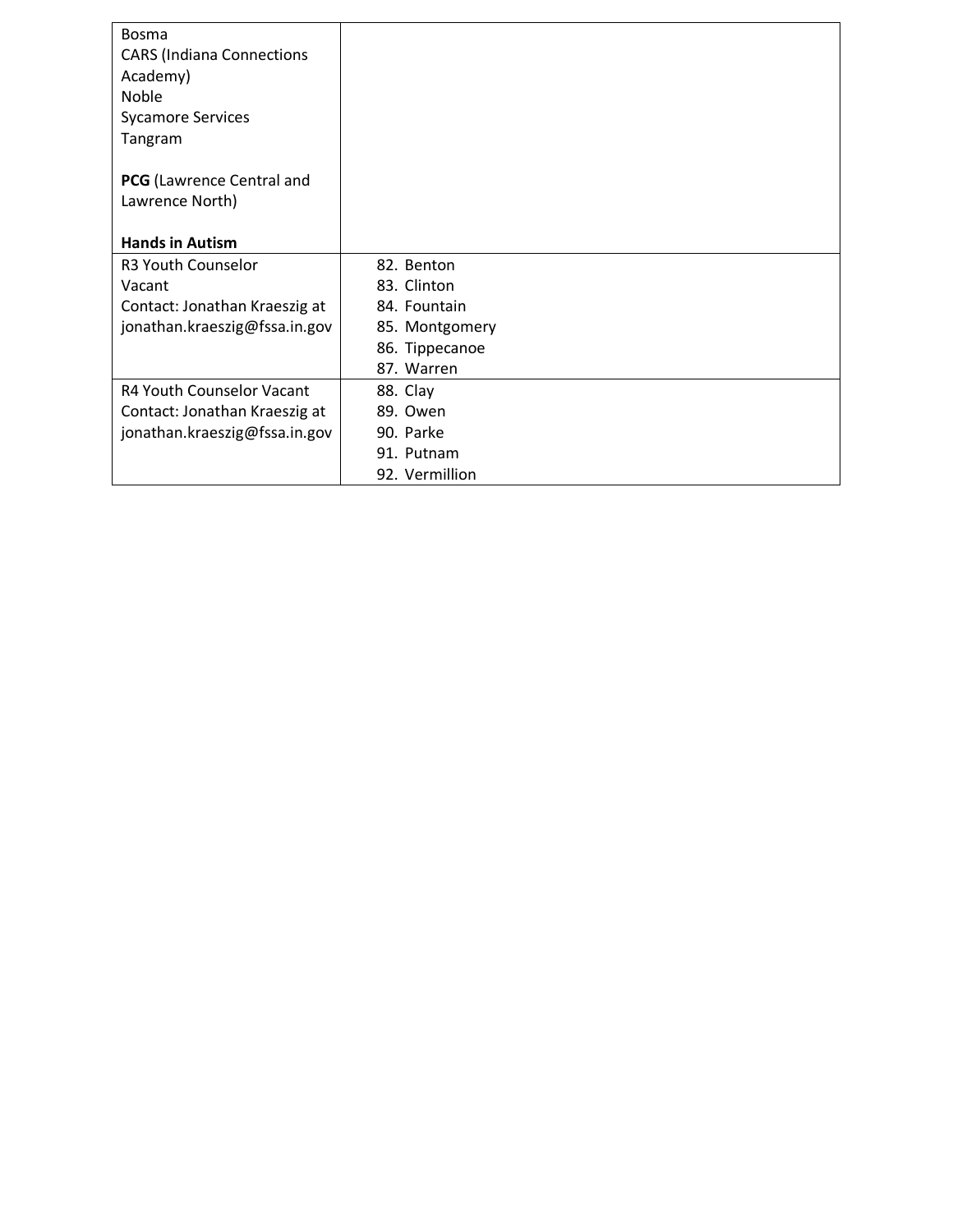| | |
|---|---|
| Bosma<br>CARS (Indiana Connections Academy)<br>Noble<br>Sycamore Services<br>Tangram<br><br>**PCG** (Lawrence Central and Lawrence North)<br><br>**Hands in Autism** | |
| R3 Youth Counselor<br>Vacant<br>Contact: Jonathan Kraeszig at jonathan.kraeszig@fssa.in.gov | 82. Benton<br>83. Clinton<br>84. Fountain<br>85. Montgomery<br>86. Tippecanoe<br>87. Warren |
| R4 Youth Counselor Vacant<br>Contact: Jonathan Kraeszig at jonathan.kraeszig@fssa.in.gov | 88. Clay<br>89. Owen<br>90. Parke<br>91. Putnam<br>92. Vermillion |